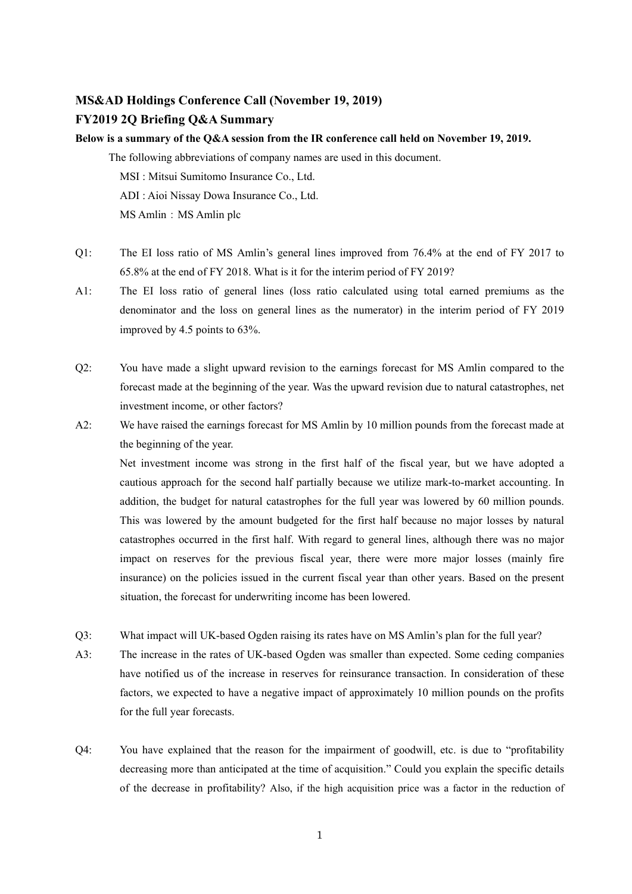## MS&AD Holdings Conference Call (November 19, 2019)

## FY2019 2Q Briefing Q&A Summary

**Below is a summary of the Q&A session from the IR conference call held on November 19, 2019.**

The following abbreviations of company names are used in this document.

MSI : Mitsui Sumitomo Insurance Co., Ltd.

ADI : Aioi Nissay Dowa Insurance Co., Ltd.

MS Amlin：MS Amlin plc

Q1: The EI loss ratio of MS Amlin's general lines improved from 76.4% at the end of FY 2017 to 65.8% at the end of FY 2018. What is it for the interim period of FY 2019?

A1: The EI loss ratio of general lines (loss ratio calculated using total earned premiums as the denominator and the loss on general lines as the numerator) in the interim period of FY 2019 improved by 4.5 points to 63%.

Q2: You have made a slight upward revision to the earnings forecast for MS Amlin compared to the forecast made at the beginning of the year. Was the upward revision due to natural catastrophes, net investment income, or other factors?

A2: We have raised the earnings forecast for MS Amlin by 10 million pounds from the forecast made at the beginning of the year.

Net investment income was strong in the first half of the fiscal year, but we have adopted a cautious approach for the second half partially because we utilize mark-to-market accounting. In addition, the budget for natural catastrophes for the full year was lowered by 60 million pounds. This was lowered by the amount budgeted for the first half because no major losses by natural catastrophes occurred in the first half. With regard to general lines, although there was no major impact on reserves for the previous fiscal year, there were more major losses (mainly fire insurance) on the policies issued in the current fiscal year than other years. Based on the present situation, the forecast for underwriting income has been lowered.

Q3: What impact will UK-based Ogden raising its rates have on MS Amlin's plan for the full year?

A3: The increase in the rates of UK-based Ogden was smaller than expected. Some ceding companies have notified us of the increase in reserves for reinsurance transaction. In consideration of these factors, we expected to have a negative impact of approximately 10 million pounds on the profits for the full year forecasts.

Q4: You have explained that the reason for the impairment of goodwill, etc. is due to "profitability decreasing more than anticipated at the time of acquisition." Could you explain the specific details of the decrease in profitability? Also, if the high acquisition price was a factor in the reduction of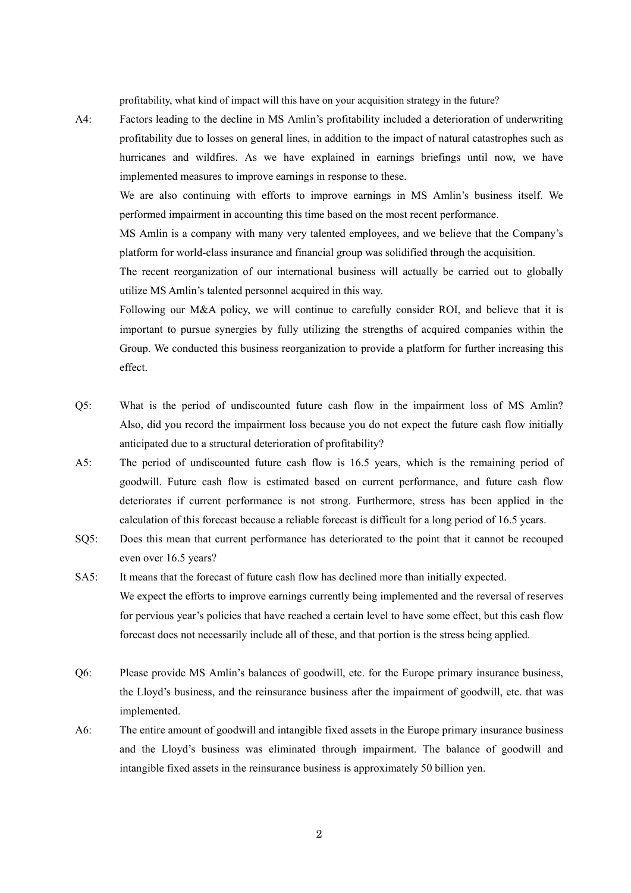profitability, what kind of impact will this have on your acquisition strategy in the future?

A4: Factors leading to the decline in MS Amlin's profitability included a deterioration of underwriting profitability due to losses on general lines, in addition to the impact of natural catastrophes such as hurricanes and wildfires. As we have explained in earnings briefings until now, we have implemented measures to improve earnings in response to these.

We are also continuing with efforts to improve earnings in MS Amlin's business itself. We performed impairment in accounting this time based on the most recent performance.

MS Amlin is a company with many very talented employees, and we believe that the Company's platform for world-class insurance and financial group was solidified through the acquisition.

The recent reorganization of our international business will actually be carried out to globally utilize MS Amlin's talented personnel acquired in this way.

Following our M&A policy, we will continue to carefully consider ROI, and believe that it is important to pursue synergies by fully utilizing the strengths of acquired companies within the Group. We conducted this business reorganization to provide a platform for further increasing this effect.

Q5: What is the period of undiscounted future cash flow in the impairment loss of MS Amlin? Also, did you record the impairment loss because you do not expect the future cash flow initially anticipated due to a structural deterioration of profitability?

A5: The period of undiscounted future cash flow is 16.5 years, which is the remaining period of goodwill. Future cash flow is estimated based on current performance, and future cash flow deteriorates if current performance is not strong. Furthermore, stress has been applied in the calculation of this forecast because a reliable forecast is difficult for a long period of 16.5 years.

SQ5: Does this mean that current performance has deteriorated to the point that it cannot be recouped even over 16.5 years?

SA5: It means that the forecast of future cash flow has declined more than initially expected.

We expect the efforts to improve earnings currently being implemented and the reversal of reserves for pervious year's policies that have reached a certain level to have some effect, but this cash flow forecast does not necessarily include all of these, and that portion is the stress being applied.

Q6: Please provide MS Amlin's balances of goodwill, etc. for the Europe primary insurance business, the Lloyd's business, and the reinsurance business after the impairment of goodwill, etc. that was implemented.

A6: The entire amount of goodwill and intangible fixed assets in the Europe primary insurance business and the Lloyd's business was eliminated through impairment. The balance of goodwill and intangible fixed assets in the reinsurance business is approximately 50 billion yen.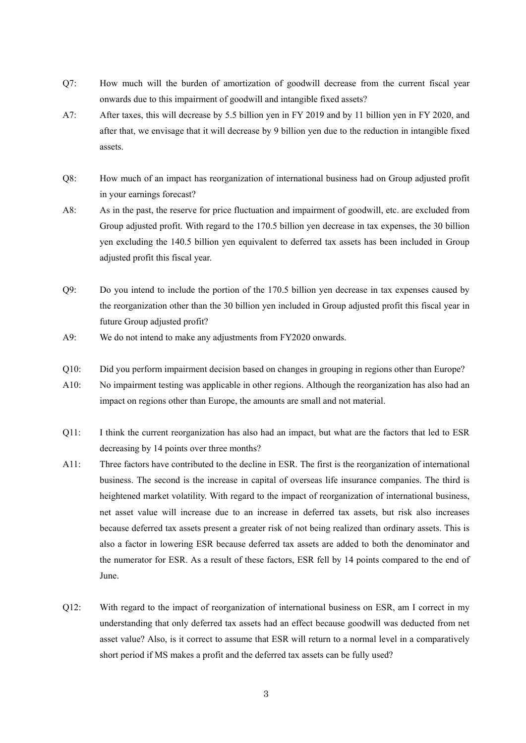Q7: How much will the burden of amortization of goodwill decrease from the current fiscal year onwards due to this impairment of goodwill and intangible fixed assets?

A7: After taxes, this will decrease by 5.5 billion yen in FY 2019 and by 11 billion yen in FY 2020, and after that, we envisage that it will decrease by 9 billion yen due to the reduction in intangible fixed assets.

Q8: How much of an impact has reorganization of international business had on Group adjusted profit in your earnings forecast?

A8: As in the past, the reserve for price fluctuation and impairment of goodwill, etc. are excluded from Group adjusted profit. With regard to the 170.5 billion yen decrease in tax expenses, the 30 billion yen excluding the 140.5 billion yen equivalent to deferred tax assets has been included in Group adjusted profit this fiscal year.

Q9: Do you intend to include the portion of the 170.5 billion yen decrease in tax expenses caused by the reorganization other than the 30 billion yen included in Group adjusted profit this fiscal year in future Group adjusted profit?

A9: We do not intend to make any adjustments from FY2020 onwards.

Q10: Did you perform impairment decision based on changes in grouping in regions other than Europe?

A10: No impairment testing was applicable in other regions. Although the reorganization has also had an impact on regions other than Europe, the amounts are small and not material.

Q11: I think the current reorganization has also had an impact, but what are the factors that led to ESR decreasing by 14 points over three months?

A11: Three factors have contributed to the decline in ESR. The first is the reorganization of international business. The second is the increase in capital of overseas life insurance companies. The third is heightened market volatility. With regard to the impact of reorganization of international business, net asset value will increase due to an increase in deferred tax assets, but risk also increases because deferred tax assets present a greater risk of not being realized than ordinary assets. This is also a factor in lowering ESR because deferred tax assets are added to both the denominator and the numerator for ESR. As a result of these factors, ESR fell by 14 points compared to the end of June.

Q12: With regard to the impact of reorganization of international business on ESR, am I correct in my understanding that only deferred tax assets had an effect because goodwill was deducted from net asset value? Also, is it correct to assume that ESR will return to a normal level in a comparatively short period if MS makes a profit and the deferred tax assets can be fully used?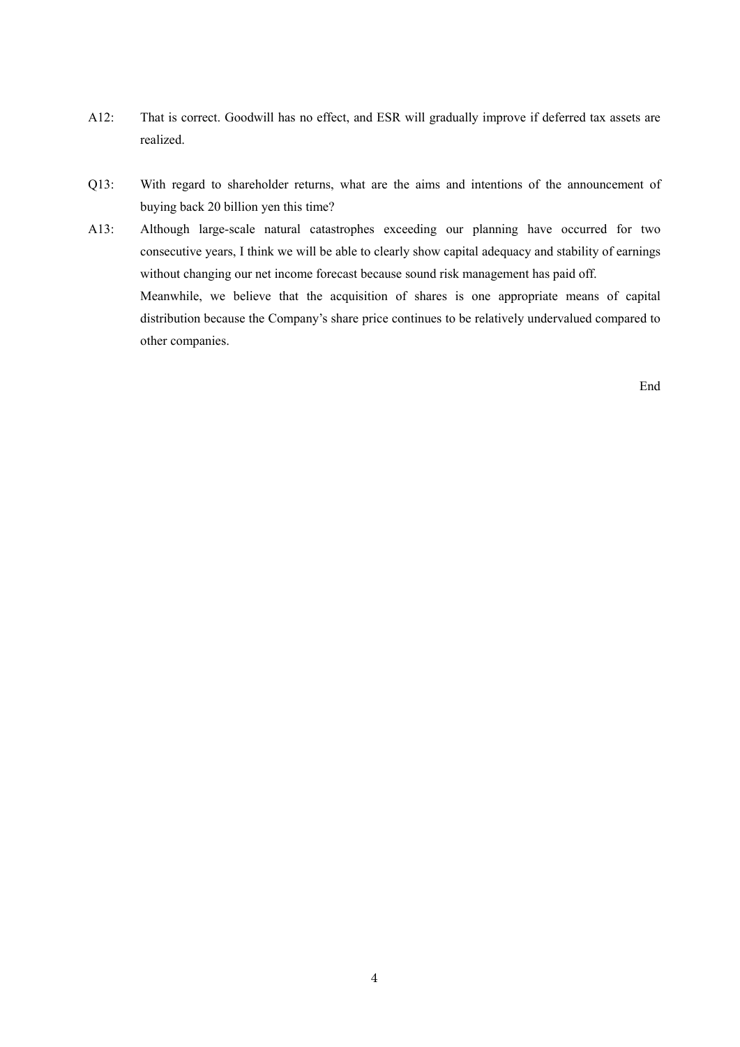A12: That is correct. Goodwill has no effect, and ESR will gradually improve if deferred tax assets are realized.

Q13: With regard to shareholder returns, what are the aims and intentions of the announcement of buying back 20 billion yen this time?

A13: Although large-scale natural catastrophes exceeding our planning have occurred for two consecutive years, I think we will be able to clearly show capital adequacy and stability of earnings without changing our net income forecast because sound risk management has paid off.

Meanwhile, we believe that the acquisition of shares is one appropriate means of capital distribution because the Company's share price continues to be relatively undervalued compared to other companies.

End